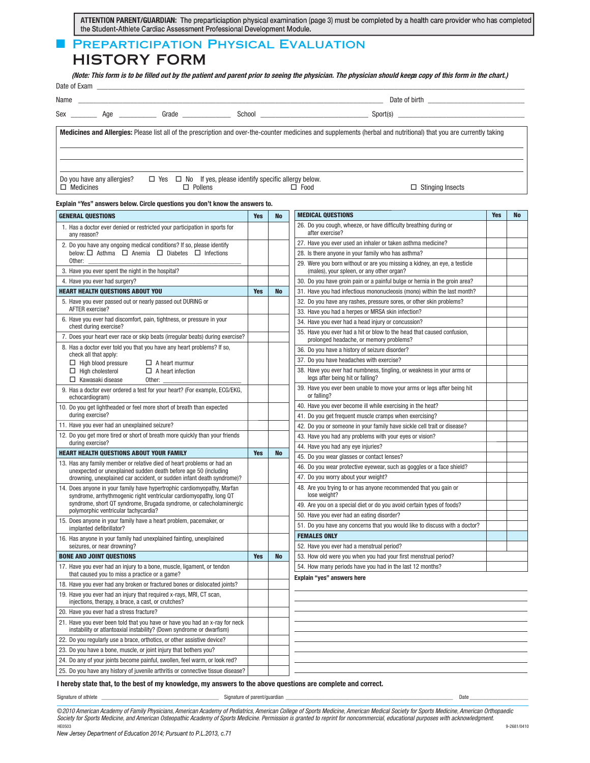**ATTENTION PARENT/GUARDIAN:** The preparticiaption physical examination (page 3) must be completed by a health care provider who has completed the Student-Athlete Cardiac Assessment Professional Development Module.

# PREPARTICIPATION PHYSICAL EVALUATION
# HISTORY FORM

***(Note: This form is to be filled out by the patient and parent prior to seeing the physician. The physician should keepa copy of this form in the chart.)***

Date of Exam ______________________________

Name ______________________________ Date of birth ______________________________

Sex _______ Age __________ Grade ____________ School ______________________________ Sport(s) ______________________________

**Medicines and Allergies:** Please list all of the prescription and over-the-counter medicines and supplements (herbal and nutritional) that you are currently taking

______________________________

______________________________

______________________________

Do you have any allergies? ☐ Yes ☐ No If yes, please identify specific allergy below.
☐ Medicines ☐ Pollens ☐ Food ☐ Stinging Insects

**Explain "Yes" answers below. Circle questions you don't know the answers to.**

| GENERAL QUESTIONS | Yes | No |
|---|---|---|
| 1. Has a doctor ever denied or restricted your participation in sports for any reason? | | |
| 2. Do you have any ongoing medical conditions? If so, please identify below: ☐ Asthma ☐ Anemia ☐ Diabetes ☐ Infections Other: ______________ | | |
| 3. Have you ever spent the night in the hospital? | | |
| 4. Have you ever had surgery? | | |
| **HEART HEALTH QUESTIONS ABOUT YOU** | **Yes** | **No** |
| 5. Have you ever passed out or nearly passed out DURING or AFTER exercise? | | |
| 6. Have you ever had discomfort, pain, tightness, or pressure in your chest during exercise? | | |
| 7. Does your heart ever race or skip beats (irregular beats) during exercise? | | |
| 8. Has a doctor ever told you that you have any heart problems? If so, check all that apply: ☐ High blood pressure ☐ A heart murmur ☐ High cholesterol ☐ A heart infection ☐ Kawasaki disease Other: ______________ | | |
| 9. Has a doctor ever ordered a test for your heart? (For example, ECG/EKG, echocardiogram) | | |
| 10. Do you get lightheaded or feel more short of breath than expected during exercise? | | |
| 11. Have you ever had an unexplained seizure? | | |
| 12. Do you get more tired or short of breath more quickly than your friends during exercise? | | |
| **HEART HEALTH QUESTIONS ABOUT YOUR FAMILY** | **Yes** | **No** |
| 13. Has any family member or relative died of heart problems or had an unexpected or unexplained sudden death before age 50 (including drowning, unexplained car accident, or sudden infant death syndrome)? | | |
| 14. Does anyone in your family have hypertrophic cardiomyopathy, Marfan syndrome, arrhythmogenic right ventricular cardiomyopathy, long QT syndrome, short QT syndrome, Brugada syndrome, or catecholaminergic polymorphic ventricular tachycardia? | | |
| 15. Does anyone in your family have a heart problem, pacemaker, or implanted defibrillator? | | |
| 16. Has anyone in your family had unexplained fainting, unexplained seizures, or near drowning? | | |
| **BONE AND JOINT QUESTIONS** | **Yes** | **No** |
| 17. Have you ever had an injury to a bone, muscle, ligament, or tendon that caused you to miss a practice or a game? | | |
| 18. Have you ever had any broken or fractured bones or dislocated joints? | | |
| 19. Have you ever had an injury that required x-rays, MRI, CT scan, injections, therapy, a brace, a cast, or crutches? | | |
| 20. Have you ever had a stress fracture? | | |
| 21. Have you ever been told that you have or have you had an x-ray for neck instability or atlantoaxial instability? (Down syndrome or dwarfism) | | |
| 22. Do you regularly use a brace, orthotics, or other assistive device? | | |
| 23. Do you have a bone, muscle, or joint injury that bothers you? | | |
| 24. Do any of your joints become painful, swollen, feel warm, or look red? | | |
| 25. Do you have any history of juvenile arthritis or connective tissue disease? | | |

| MEDICAL QUESTIONS | Yes | No |
|---|---|---|
| 26. Do you cough, wheeze, or have difficulty breathing during or after exercise? | | |
| 27. Have you ever used an inhaler or taken asthma medicine? | | |
| 28. Is there anyone in your family who has asthma? | | |
| 29. Were you born without or are you missing a kidney, an eye, a testicle (males), your spleen, or any other organ? | | |
| 30. Do you have groin pain or a painful bulge or hernia in the groin area? | | |
| 31. Have you had infectious mononucleosis (mono) within the last month? | | |
| 32. Do you have any rashes, pressure sores, or other skin problems? | | |
| 33. Have you had a herpes or MRSA skin infection? | | |
| 34. Have you ever had a head injury or concussion? | | |
| 35. Have you ever had a hit or blow to the head that caused confusion, prolonged headache, or memory problems? | | |
| 36. Do you have a history of seizure disorder? | | |
| 37. Do you have headaches with exercise? | | |
| 38. Have you ever had numbness, tingling, or weakness in your arms or legs after being hit or falling? | | |
| 39. Have you ever been unable to move your arms or legs after being hit or falling? | | |
| 40. Have you ever become ill while exercising in the heat? | | |
| 41. Do you get frequent muscle cramps when exercising? | | |
| 42. Do you or someone in your family have sickle cell trait or disease? | | |
| 43. Have you had any problems with your eyes or vision? | | |
| 44. Have you had any eye injuries? | | |
| 45. Do you wear glasses or contact lenses? | | |
| 46. Do you wear protective eyewear, such as goggles or a face shield? | | |
| 47. Do you worry about your weight? | | |
| 48. Are you trying to or has anyone recommended that you gain or lose weight? | | |
| 49. Are you on a special diet or do you avoid certain types of foods? | | |
| 50. Have you ever had an eating disorder? | | |
| 51. Do you have any concerns that you would like to discuss with a doctor? | | |
| **FEMALES ONLY** | | |
| 52. Have you ever had a menstrual period? | | |
| 53. How old were you when you had your first menstrual period? | | |
| 54. How many periods have you had in the last 12 months? | | |

**Explain "yes" answers here**

______________________________

______________________________

______________________________

______________________________

______________________________

______________________________

______________________________

______________________________

______________________________

**I hereby state that, to the best of my knowledge, my answers to the above questions are complete and correct.**

Signature of athlete ______________________ Signature of parent/guardian ______________________ Date __________

*©2010 American Academy of Family Physicians, American Academy of Pediatrics, American College of Sports Medicine, American Medical Society for Sports Medicine, American Orthopaedic Society for Sports Medicine, and American Osteopathic Academy of Sports Medicine. Permission is granted to reprint for noncommercial, educational purposes with acknowledgment.*

HE0503 9-2681/0410

*New Jersey Department of Education 2014; Pursuant to P.L.2013, c.71*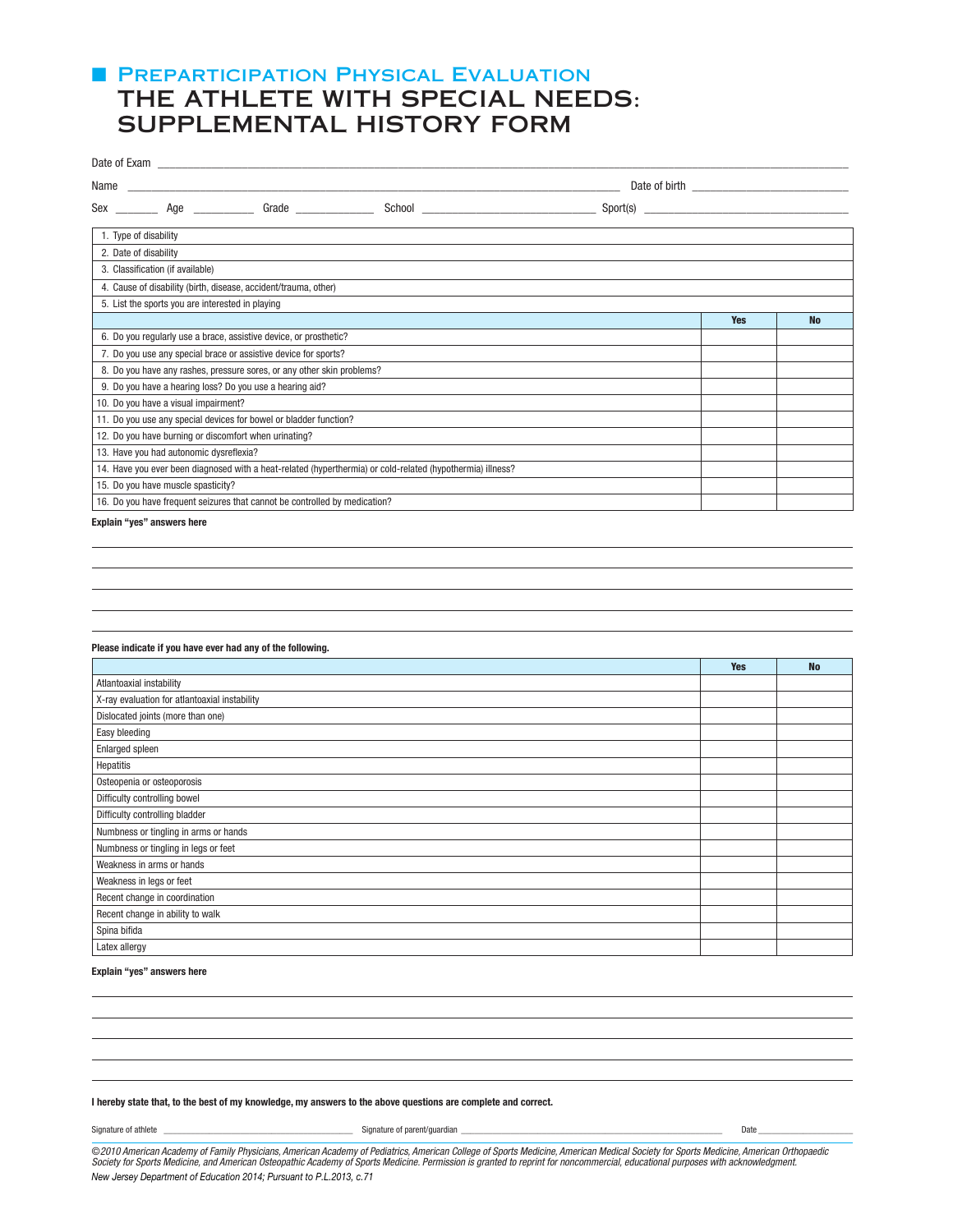## Preparticipation Physical Evaluation

# THE ATHLETE WITH SPECIAL NEEDS: SUPPLEMENTAL HISTORY FORM

Date of Exam ______________________________________________

Name ______________________________________________ Date of birth ____________________

Sex _______ Age _________ Grade ____________ School ______________________ Sport(s) ______________________

| | | |
|---|---|---|
| 1. Type of disability | | |
| 2. Date of disability | | |
| 3. Classification (if available) | | |
| 4. Cause of disability (birth, disease, accident/trauma, other) | | |
| 5. List the sports you are interested in playing | | |
| | **Yes** | **No** |
| 6. Do you regularly use a brace, assistive device, or prosthetic? | | |
| 7. Do you use any special brace or assistive device for sports? | | |
| 8. Do you have any rashes, pressure sores, or any other skin problems? | | |
| 9. Do you have a hearing loss? Do you use a hearing aid? | | |
| 10. Do you have a visual impairment? | | |
| 11. Do you use any special devices for bowel or bladder function? | | |
| 12. Do you have burning or discomfort when urinating? | | |
| 13. Have you had autonomic dysreflexia? | | |
| 14. Have you ever been diagnosed with a heat-related (hyperthermia) or cold-related (hypothermia) illness? | | |
| 15. Do you have muscle spasticity? | | |
| 16. Do you have frequent seizures that cannot be controlled by medication? | | |

**Explain "yes" answers here**

______________________________________________

______________________________________________

______________________________________________

______________________________________________

______________________________________________

**Please indicate if you have ever had any of the following.**

| | **Yes** | **No** |
|---|---|---|
| Atlantoaxial instability | | |
| X-ray evaluation for atlantoaxial instability | | |
| Dislocated joints (more than one) | | |
| Easy bleeding | | |
| Enlarged spleen | | |
| Hepatitis | | |
| Osteopenia or osteoporosis | | |
| Difficulty controlling bowel | | |
| Difficulty controlling bladder | | |
| Numbness or tingling in arms or hands | | |
| Numbness or tingling in legs or feet | | |
| Weakness in arms or hands | | |
| Weakness in legs or feet | | |
| Recent change in coordination | | |
| Recent change in ability to walk | | |
| Spina bifida | | |
| Latex allergy | | |

**Explain "yes" answers here**

______________________________________________

______________________________________________

______________________________________________

______________________________________________

______________________________________________

**I hereby state that, to the best of my knowledge, my answers to the above questions are complete and correct.**

Signature of athlete ______________________ Signature of parent/guardian ______________________ Date ____________

*©2010 American Academy of Family Physicians, American Academy of Pediatrics, American College of Sports Medicine, American Medical Society for Sports Medicine, American Orthopaedic Society for Sports Medicine, and American Osteopathic Academy of Sports Medicine. Permission is granted to reprint for noncommercial, educational purposes with acknowledgment.*

*New Jersey Department of Education 2014; Pursuant to P.L.2013, c.71*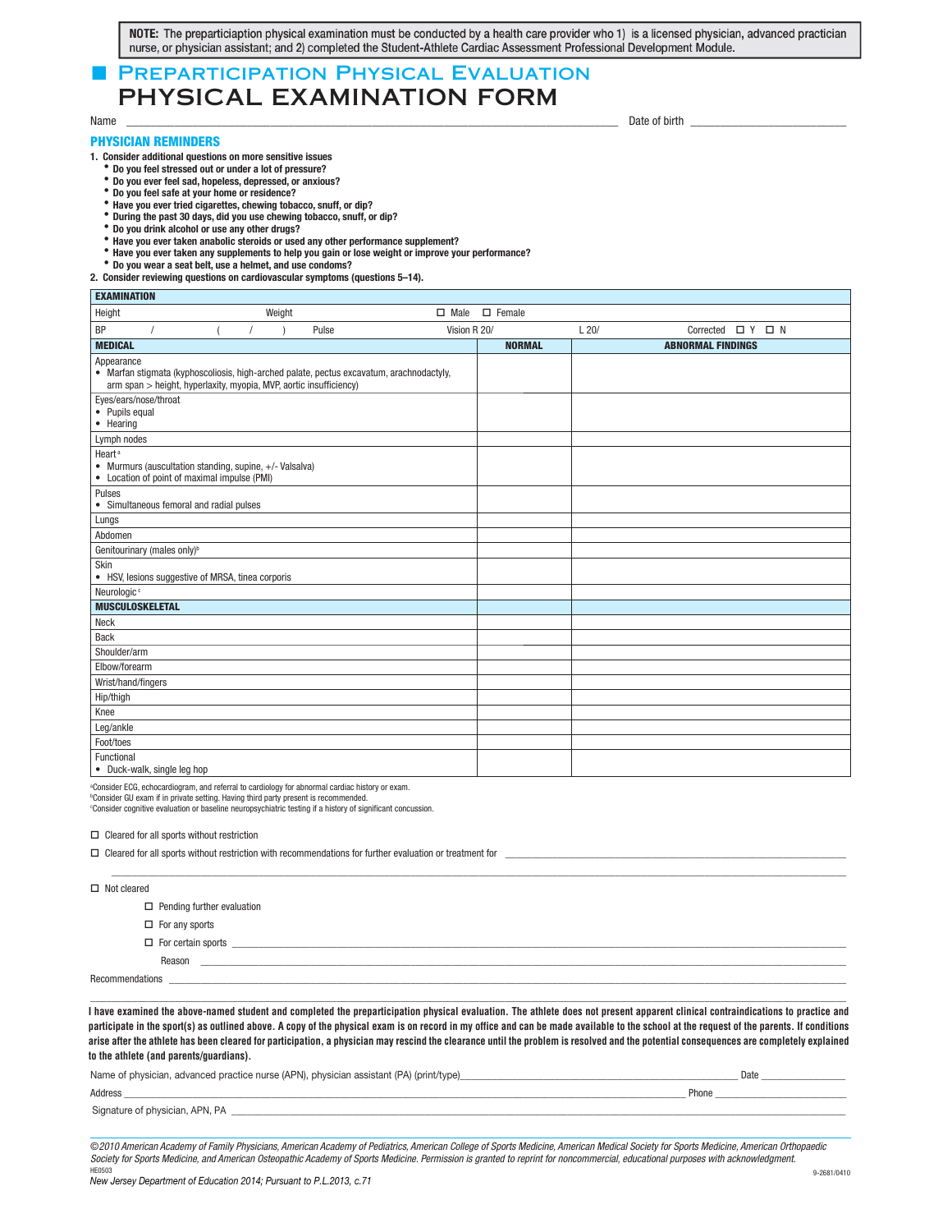**NOTE:** The preparticiaption physical examination must be conducted by a health care provider who 1) is a licensed physician, advanced practician nurse, or physician assistant; and 2) completed the Student-Athlete Cardiac Assessment Professional Development Module.

# Preparticipation Physical Evaluation

# PHYSICAL EXAMINATION FORM

Name ______________________________________________ Date of birth ____________________

## PHYSICIAN REMINDERS

1. **Consider additional questions on more sensitive issues**
   - **Do you feel stressed out or under a lot of pressure?**
   - **Do you ever feel sad, hopeless, depressed, or anxious?**
   - **Do you feel safe at your home or residence?**
   - **Have you ever tried cigarettes, chewing tobacco, snuff, or dip?**
   - **During the past 30 days, did you use chewing tobacco, snuff, or dip?**
   - **Do you drink alcohol or use any other drugs?**
   - **Have you ever taken anabolic steroids or used any other performance supplement?**
   - **Have you ever taken any supplements to help you gain or lose weight or improve your performance?**
   - **Do you wear a seat belt, use a helmet, and use condoms?**
2. **Consider reviewing questions on cardiovascular symptoms (questions 5–14).**

| **EXAMINATION** | | |
|---|---|---|
| Height &nbsp;&nbsp;&nbsp;&nbsp; Weight &nbsp;&nbsp;&nbsp;&nbsp; ☐ Male ☐ Female | | |
| BP &nbsp; / &nbsp; ( &nbsp; / &nbsp; ) &nbsp; Pulse &nbsp;&nbsp; Vision R 20/ &nbsp;&nbsp; L 20/ &nbsp;&nbsp; Corrected ☐ Y ☐ N | | |
| **MEDICAL** | **NORMAL** | **ABNORMAL FINDINGS** |
| Appearance<br>• Marfan stigmata (kyphoscoliosis, high-arched palate, pectus excavatum, arachnodactyly, arm span > height, hyperlaxity, myopia, MVP, aortic insufficiency) | | |
| Eyes/ears/nose/throat<br>• Pupils equal<br>• Hearing | | |
| Lymph nodes | | |
| Heart[a]<br>• Murmurs (auscultation standing, supine, +/- Valsalva)<br>• Location of point of maximal impulse (PMI) | | |
| Pulses<br>• Simultaneous femoral and radial pulses | | |
| Lungs | | |
| Abdomen | | |
| Genitourinary (males only)[b] | | |
| Skin<br>• HSV, lesions suggestive of MRSA, tinea corporis | | |
| Neurologic[c] | | |
| **MUSCULOSKELETAL** | | |
| Neck | | |
| Back | | |
| Shoulder/arm | | |
| Elbow/forearm | | |
| Wrist/hand/fingers | | |
| Hip/thigh | | |
| Knee | | |
| Leg/ankle | | |
| Foot/toes | | |
| Functional<br>• Duck-walk, single leg hop | | |

[a]Consider ECG, echocardiogram, and referral to cardiology for abnormal cardiac history or exam.
[b]Consider GU exam if in private setting. Having third party present is recommended.
[c]Consider cognitive evaluation or baseline neuropsychiatric testing if a history of significant concussion.

☐ Cleared for all sports without restriction

☐ Cleared for all sports without restriction with recommendations for further evaluation or treatment for ____________________

☐ Not cleared

- ☐ Pending further evaluation
- ☐ For any sports
- ☐ For certain sports ____________________

Reason ____________________

Recommendations ____________________

**I have examined the above-named student and completed the preparticipation physical evaluation. The athlete does not present apparent clinical contraindications to practice and participate in the sport(s) as outlined above. A copy of the physical exam is on record in my office and can be made available to the school at the request of the parents. If conditions arise after the athlete has been cleared for participation, a physician may rescind the clearance until the problem is resolved and the potential consequences are completely explained to the athlete (and parents/guardians).**

Name of physician, advanced practice nurse (APN), physician assistant (PA) (print/type) ____________________ Date __________

Address ____________________ Phone __________

Signature of physician, APN, PA ____________________

*©2010 American Academy of Family Physicians, American Academy of Pediatrics, American College of Sports Medicine, American Medical Society for Sports Medicine, American Orthopaedic Society for Sports Medicine, and American Osteopathic Academy of Sports Medicine. Permission is granted to reprint for noncommercial, educational purposes with acknowledgment.*

HE0503 &nbsp;&nbsp;&nbsp;&nbsp; 9-2681/0410

*New Jersey Department of Education 2014; Pursuant to P.L.2013, c.71*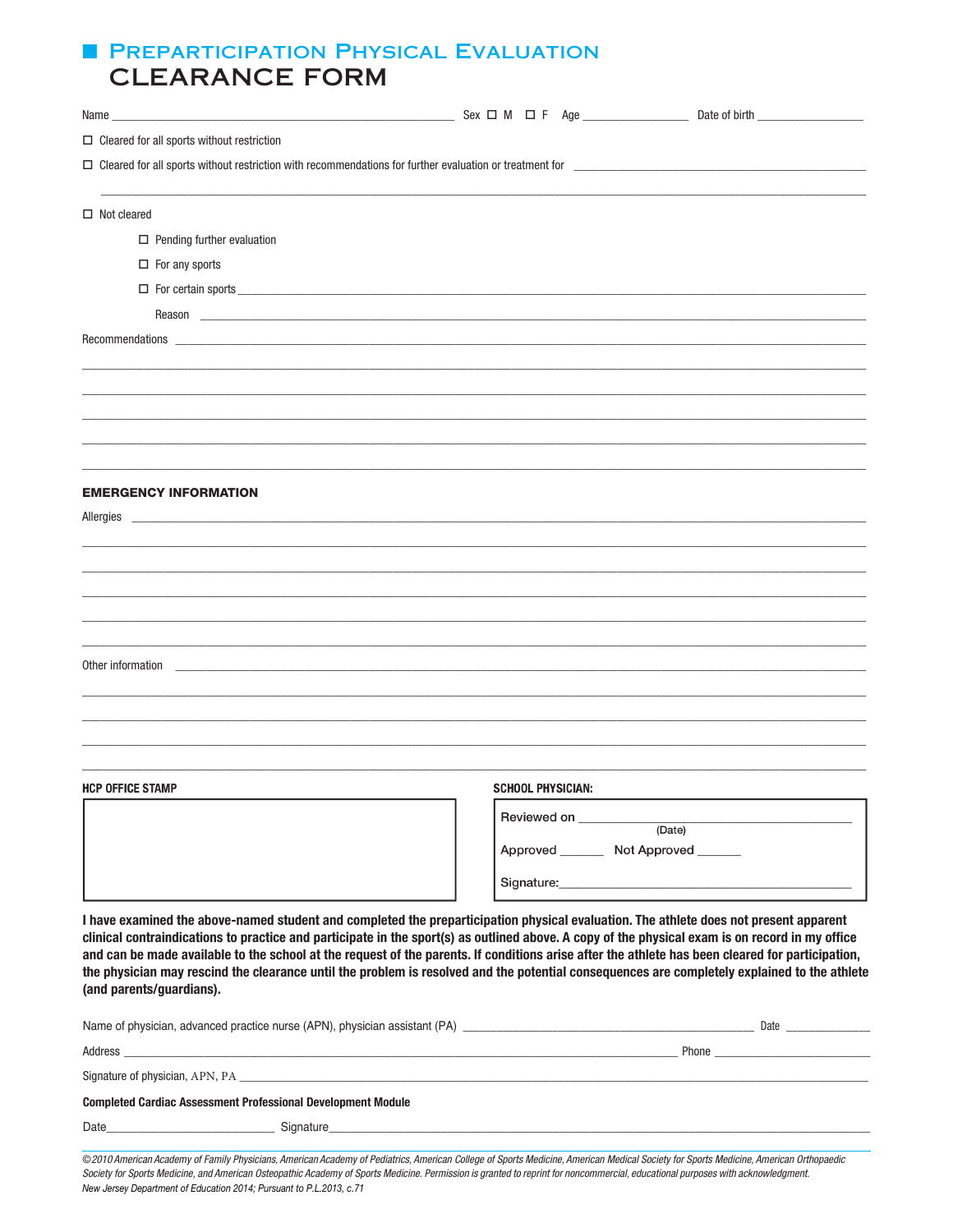# Preparticipation Physical Evaluation
# CLEARANCE FORM

Name ______________________________________________ Sex ☐ M ☐ F Age _______________ Date of birth _______________

☐ Cleared for all sports without restriction

☐ Cleared for all sports without restriction with recommendations for further evaluation or treatment for ________________________________________

___________________________________________________________________________________________

☐ Not cleared

- ☐ Pending further evaluation
- ☐ For any sports
- ☐ For certain sports ______________________________________________________________________

  Reason ______________________________________________________________________________

Recommendations ___________________________________________________________________________

___________________________________________________________________________________________

___________________________________________________________________________________________

___________________________________________________________________________________________

___________________________________________________________________________________________

___________________________________________________________________________________________

**EMERGENCY INFORMATION**

Allergies _________________________________________________________________________________

___________________________________________________________________________________________

___________________________________________________________________________________________

___________________________________________________________________________________________

___________________________________________________________________________________________

___________________________________________________________________________________________

Other information __________________________________________________________________________

___________________________________________________________________________________________

___________________________________________________________________________________________

___________________________________________________________________________________________

___________________________________________________________________________________________

**HCP OFFICE STAMP**

**SCHOOL PHYSICIAN:**

Reviewed on ________________________________________
(Date)

Approved ______ Not Approved ______

Signature:________________________________________

**I have examined the above-named student and completed the preparticipation physical evaluation. The athlete does not present apparent clinical contraindications to practice and participate in the sport(s) as outlined above. A copy of the physical exam is on record in my office and can be made available to the school at the request of the parents. If conditions arise after the athlete has been cleared for participation, the physician may rescind the clearance until the problem is resolved and the potential consequences are completely explained to the athlete (and parents/guardians).**

Name of physician, advanced practice nurse (APN), physician assistant (PA) ________________________________ Date ___________

Address ______________________________________________________________________ Phone ____________________

Signature of physician, APN, PA ___________________________________________________________________

**Completed Cardiac Assessment Professional Development Module**

Date______________________ Signature_____________________________________________________________

*©2010 American Academy of Family Physicians, American Academy of Pediatrics, American College of Sports Medicine, American Medical Society for Sports Medicine, American Orthopaedic Society for Sports Medicine, and American Osteopathic Academy of Sports Medicine. Permission is granted to reprint for noncommercial, educational purposes with acknowledgment.*
*New Jersey Department of Education 2014; Pursuant to P.L.2013, c.71*